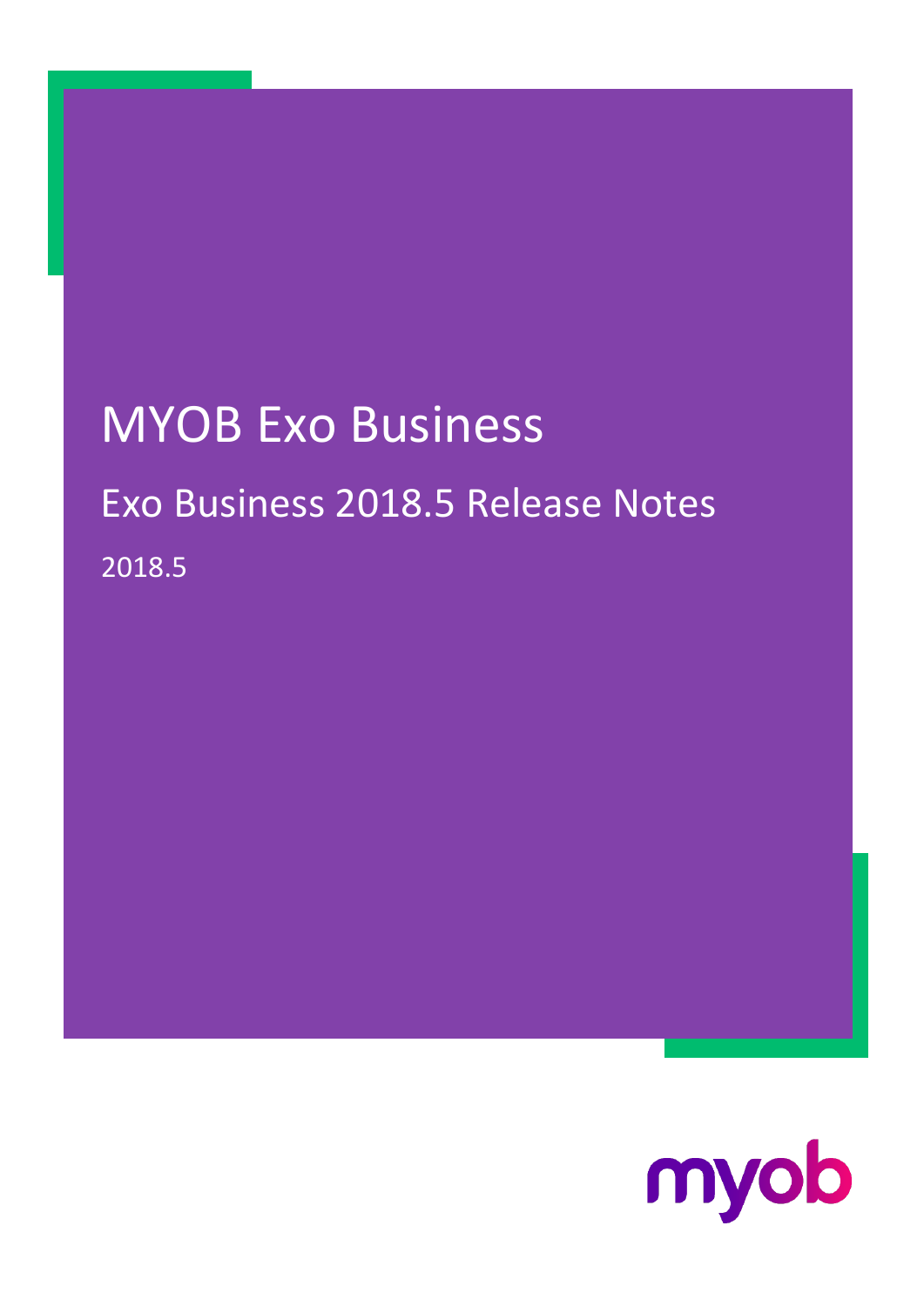# MYOB Exo Business

## Exo Business 2018.5 Release Notes

2018.5

myob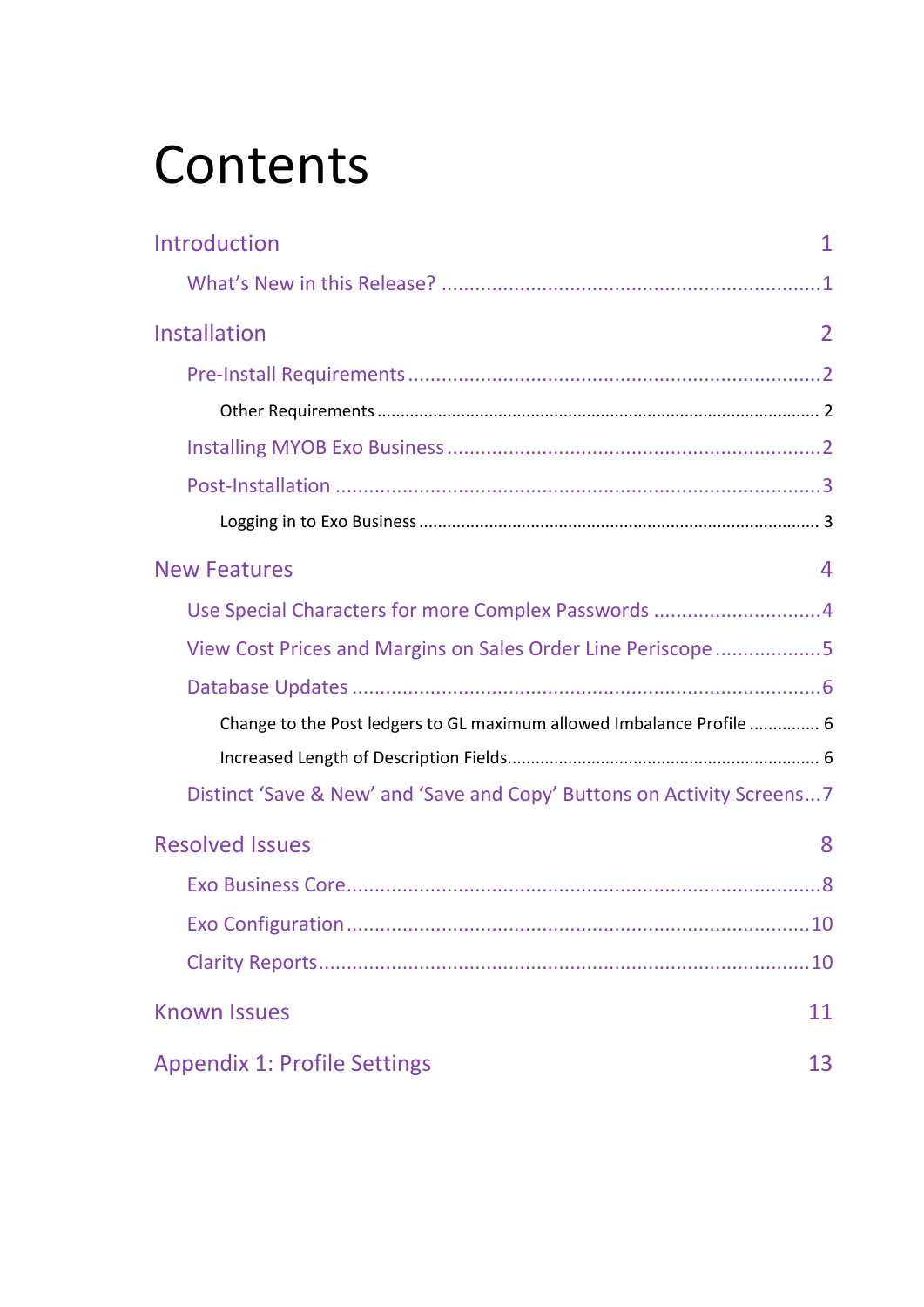# Contents

- Introduction — 1
  - What's New in this Release? — 1
- Installation — 2
  - Pre-Install Requirements — 2
    - Other Requirements — 2
  - Installing MYOB Exo Business — 2
  - Post-Installation — 3
    - Logging in to Exo Business — 3
- New Features — 4
  - Use Special Characters for more Complex Passwords — 4
  - View Cost Prices and Margins on Sales Order Line Periscope — 5
  - Database Updates — 6
    - Change to the Post ledgers to GL maximum allowed Imbalance Profile — 6
    - Increased Length of Description Fields — 6
  - Distinct 'Save & New' and 'Save and Copy' Buttons on Activity Screens — 7
- Resolved Issues — 8
  - Exo Business Core — 8
  - Exo Configuration — 10
  - Clarity Reports — 10
- Known Issues — 11
- Appendix 1: Profile Settings — 13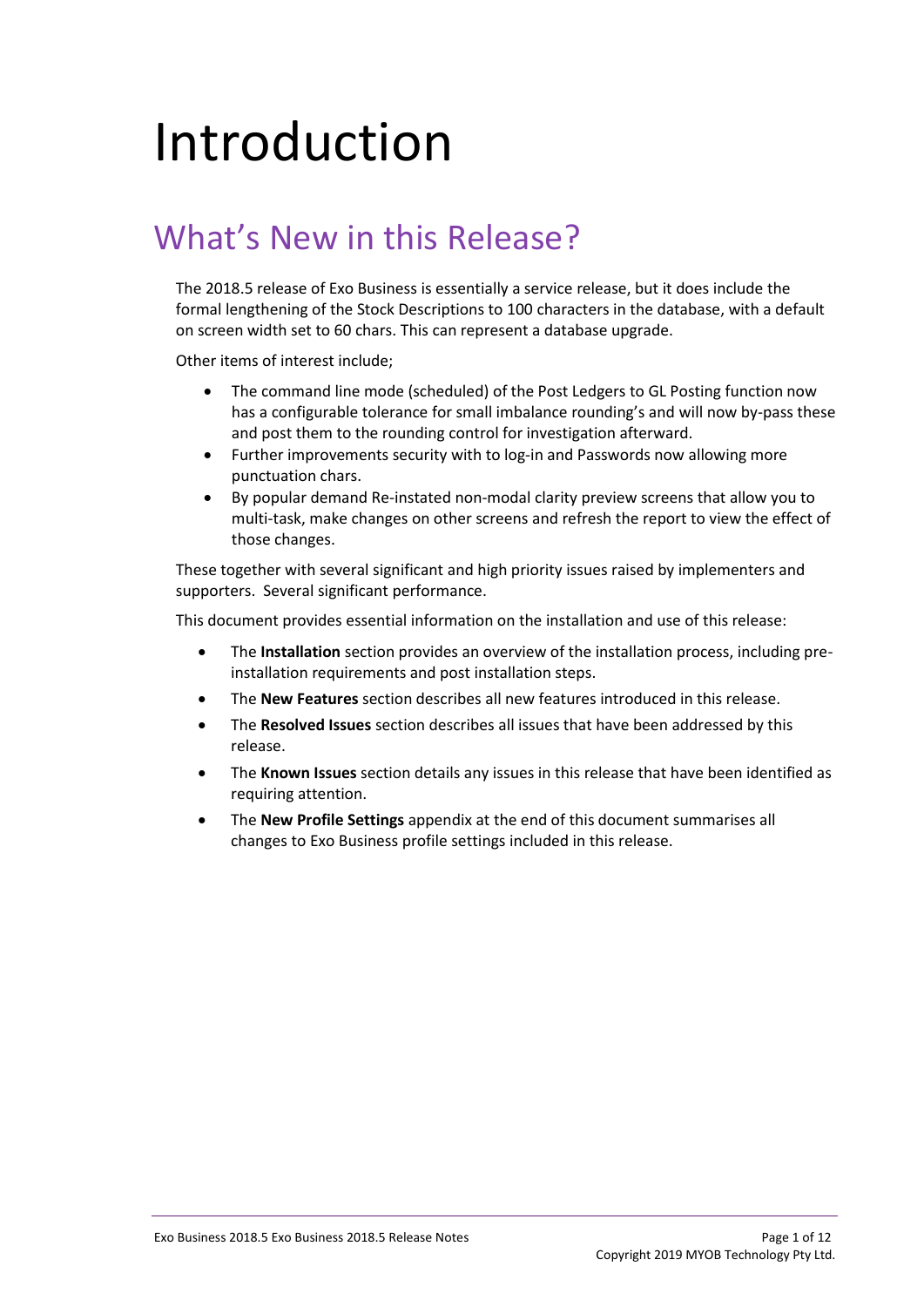# Introduction

## What's New in this Release?

The 2018.5 release of Exo Business is essentially a service release, but it does include the formal lengthening of the Stock Descriptions to 100 characters in the database, with a default on screen width set to 60 chars. This can represent a database upgrade.

Other items of interest include;

- The command line mode (scheduled) of the Post Ledgers to GL Posting function now has a configurable tolerance for small imbalance rounding's and will now by-pass these and post them to the rounding control for investigation afterward.
- Further improvements security with to log-in and Passwords now allowing more punctuation chars.
- By popular demand Re-instated non-modal clarity preview screens that allow you to multi-task, make changes on other screens and refresh the report to view the effect of those changes.

These together with several significant and high priority issues raised by implementers and supporters. Several significant performance.

This document provides essential information on the installation and use of this release:

- The **Installation** section provides an overview of the installation process, including pre-installation requirements and post installation steps.
- The **New Features** section describes all new features introduced in this release.
- The **Resolved Issues** section describes all issues that have been addressed by this release.
- The **Known Issues** section details any issues in this release that have been identified as requiring attention.
- The **New Profile Settings** appendix at the end of this document summarises all changes to Exo Business profile settings included in this release.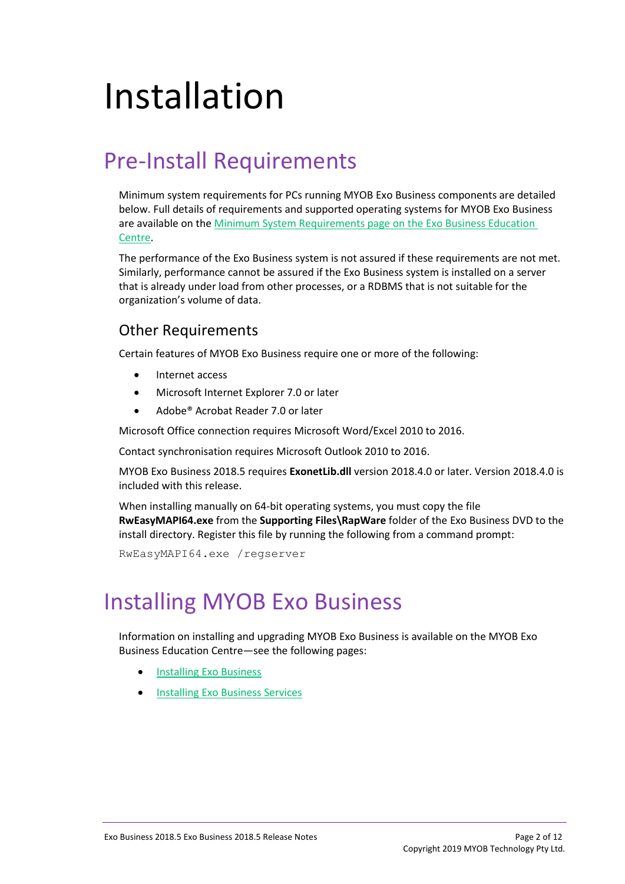# Installation

## Pre-Install Requirements

Minimum system requirements for PCs running MYOB Exo Business components are detailed below. Full details of requirements and supported operating systems for MYOB Exo Business are available on the Minimum System Requirements page on the Exo Business Education Centre.

The performance of the Exo Business system is not assured if these requirements are not met. Similarly, performance cannot be assured if the Exo Business system is installed on a server that is already under load from other processes, or a RDBMS that is not suitable for the organization's volume of data.

### Other Requirements

Certain features of MYOB Exo Business require one or more of the following:

- Internet access
- Microsoft Internet Explorer 7.0 or later
- Adobe® Acrobat Reader 7.0 or later

Microsoft Office connection requires Microsoft Word/Excel 2010 to 2016.

Contact synchronisation requires Microsoft Outlook 2010 to 2016.

MYOB Exo Business 2018.5 requires **ExonetLib.dll** version 2018.4.0 or later. Version 2018.4.0 is included with this release.

When installing manually on 64-bit operating systems, you must copy the file **RwEasyMAPI64.exe** from the **Supporting Files\RapWare** folder of the Exo Business DVD to the install directory. Register this file by running the following from a command prompt:

```
RwEasyMAPI64.exe /regserver
```

## Installing MYOB Exo Business

Information on installing and upgrading MYOB Exo Business is available on the MYOB Exo Business Education Centre—see the following pages:

- Installing Exo Business
- Installing Exo Business Services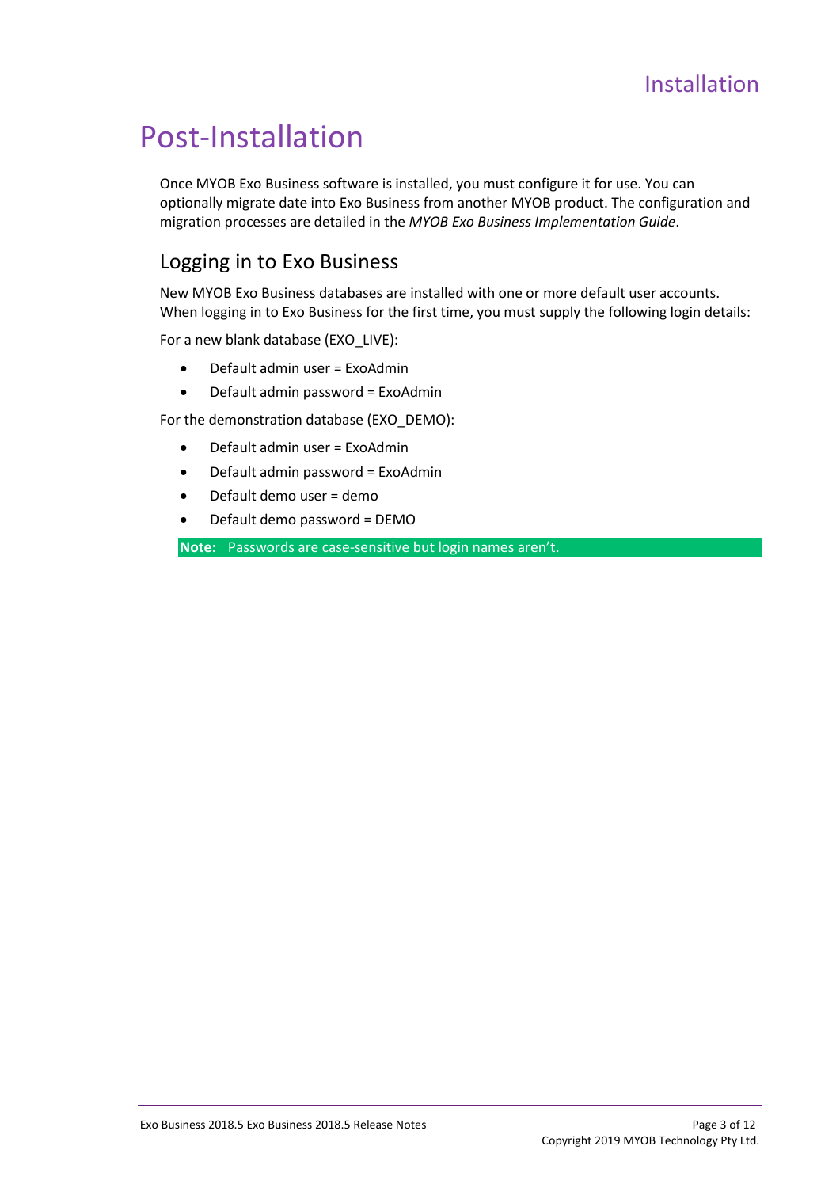# Post-Installation

Once MYOB Exo Business software is installed, you must configure it for use. You can optionally migrate date into Exo Business from another MYOB product. The configuration and migration processes are detailed in the *MYOB Exo Business Implementation Guide*.

## Logging in to Exo Business

New MYOB Exo Business databases are installed with one or more default user accounts. When logging in to Exo Business for the first time, you must supply the following login details:

For a new blank database (EXO_LIVE):

- Default admin user = ExoAdmin
- Default admin password = ExoAdmin

For the demonstration database (EXO_DEMO):

- Default admin user = ExoAdmin
- Default admin password = ExoAdmin
- Default demo user = demo
- Default demo password = DEMO

**Note:** Passwords are case-sensitive but login names aren't.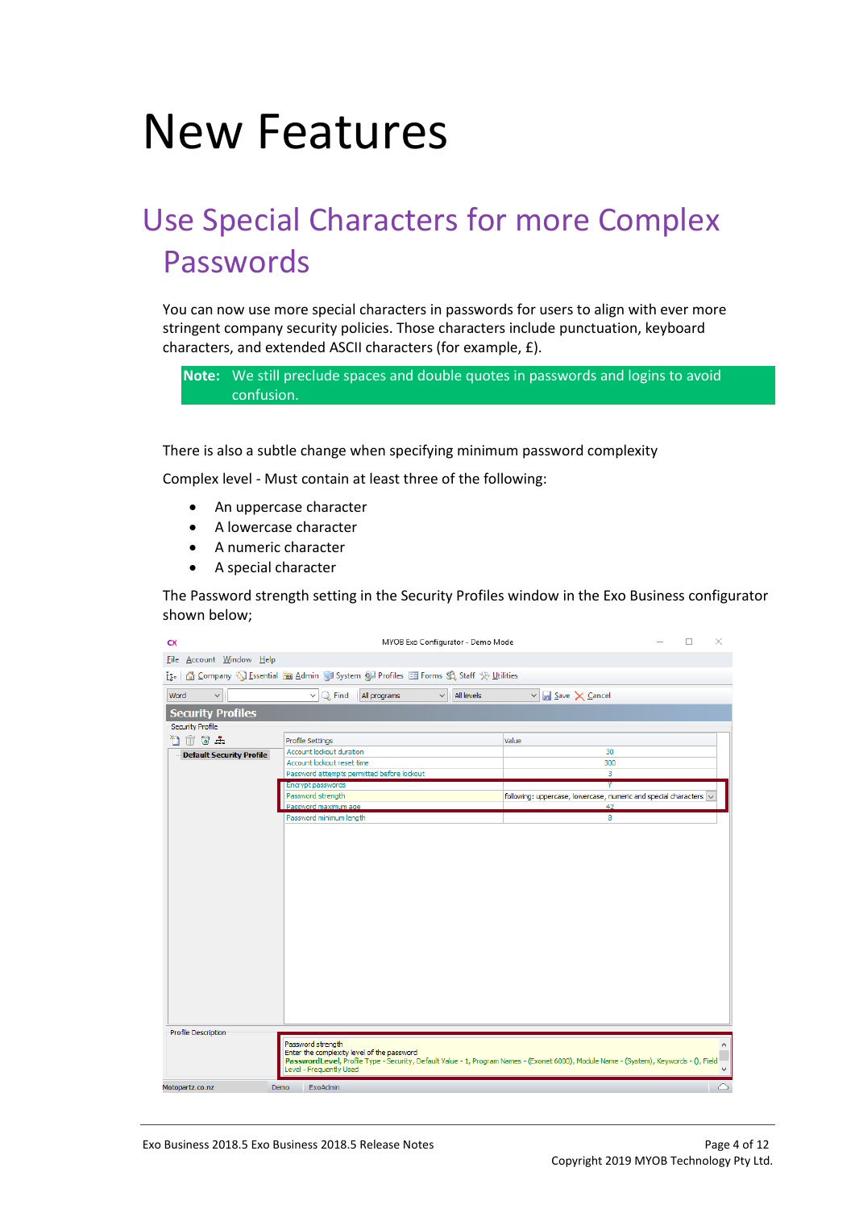# New Features

## Use Special Characters for more Complex Passwords

You can now use more special characters in passwords for users to align with ever more stringent company security policies. Those characters include punctuation, keyboard characters, and extended ASCII characters (for example, £).

**Note:** We still preclude spaces and double quotes in passwords and logins to avoid confusion.

There is also a subtle change when specifying minimum password complexity

Complex level - Must contain at least three of the following:

- An uppercase character
- A lowercase character
- A numeric character
- A special character

The Password strength setting in the Security Profiles window in the Exo Business configurator shown below;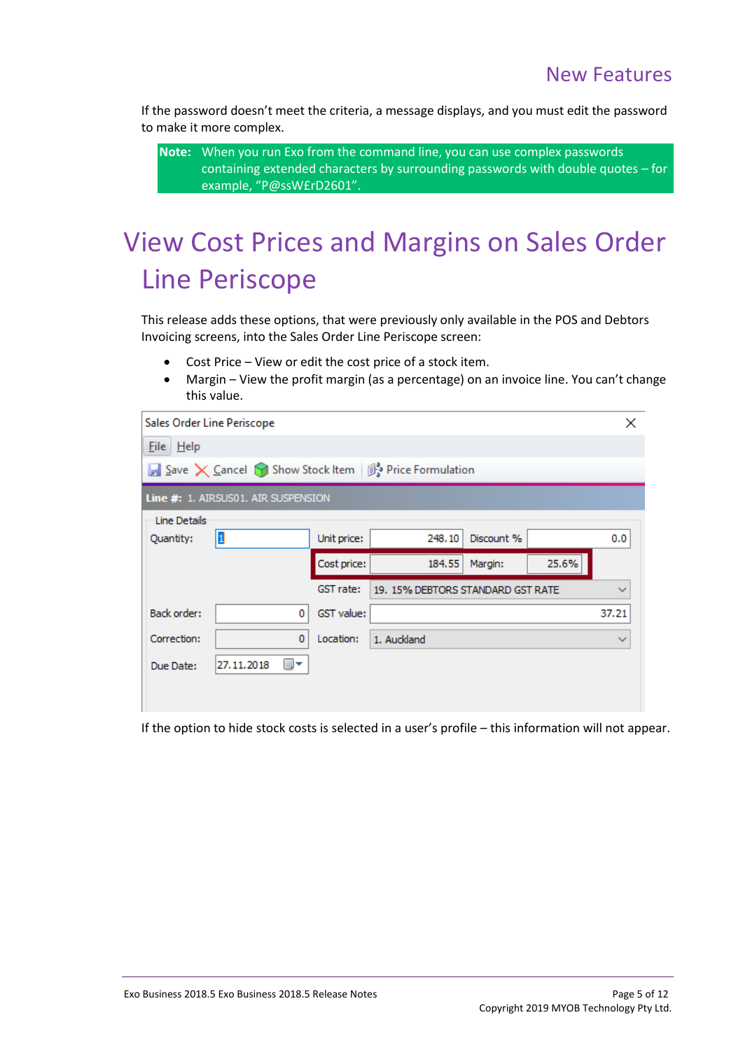If the password doesn't meet the criteria, a message displays, and you must edit the password to make it more complex.

**Note:** When you run Exo from the command line, you can use complex passwords containing extended characters by surrounding passwords with double quotes – for example, "P@ssW£rD2601".

# View Cost Prices and Margins on Sales Order Line Periscope

This release adds these options, that were previously only available in the POS and Debtors Invoicing screens, into the Sales Order Line Periscope screen:

- Cost Price – View or edit the cost price of a stock item.
- Margin – View the profit margin (as a percentage) on an invoice line. You can't change this value.

If the option to hide stock costs is selected in a user's profile – this information will not appear.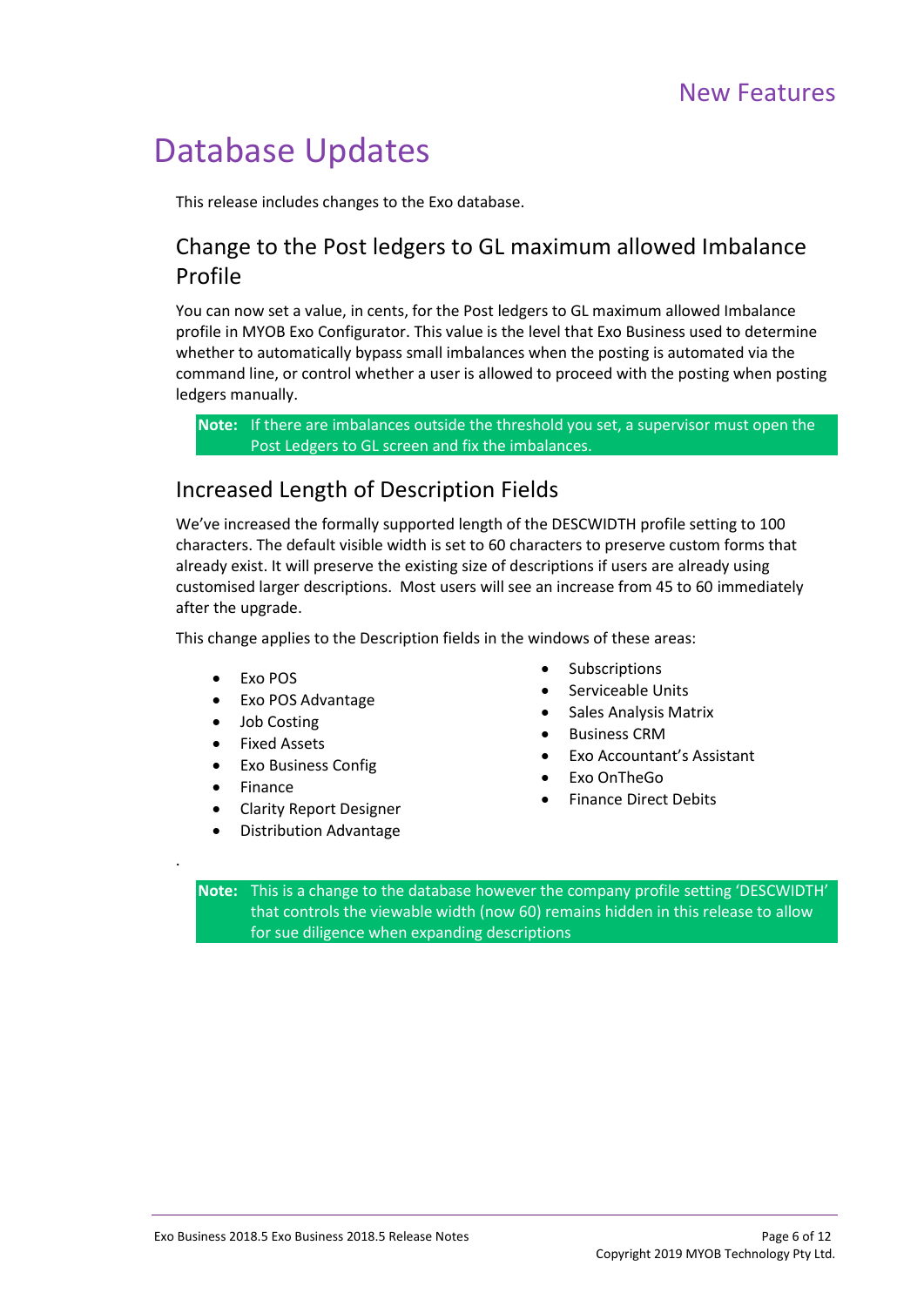# Database Updates

This release includes changes to the Exo database.

## Change to the Post ledgers to GL maximum allowed Imbalance Profile

You can now set a value, in cents, for the Post ledgers to GL maximum allowed Imbalance profile in MYOB Exo Configurator. This value is the level that Exo Business used to determine whether to automatically bypass small imbalances when the posting is automated via the command line, or control whether a user is allowed to proceed with the posting when posting ledgers manually.

> **Note:** If there are imbalances outside the threshold you set, a supervisor must open the Post Ledgers to GL screen and fix the imbalances.

## Increased Length of Description Fields

We've increased the formally supported length of the DESCWIDTH profile setting to 100 characters. The default visible width is set to 60 characters to preserve custom forms that already exist. It will preserve the existing size of descriptions if users are already using customised larger descriptions. Most users will see an increase from 45 to 60 immediately after the upgrade.

This change applies to the Description fields in the windows of these areas:

- Exo POS
- Exo POS Advantage
- Job Costing
- Fixed Assets
- Exo Business Config
- Finance
- Clarity Report Designer
- Distribution Advantage
- Subscriptions
- Serviceable Units
- Sales Analysis Matrix
- Business CRM
- Exo Accountant's Assistant
- Exo OnTheGo
- Finance Direct Debits

.

> **Note:** This is a change to the database however the company profile setting 'DESCWIDTH' that controls the viewable width (now 60) remains hidden in this release to allow for sue diligence when expanding descriptions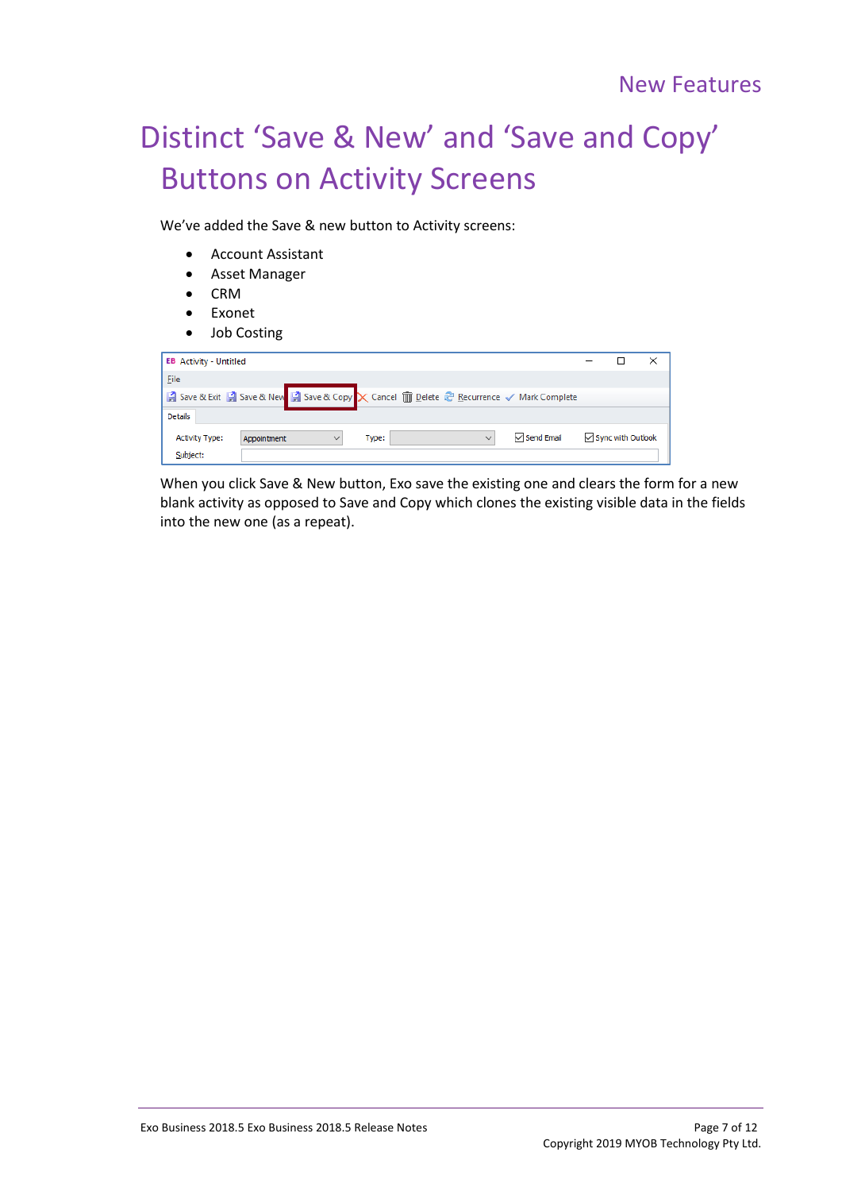# Distinct 'Save & New' and 'Save and Copy' Buttons on Activity Screens

We've added the Save & new button to Activity screens:

- Account Assistant
- Asset Manager
- CRM
- Exonet
- Job Costing

When you click Save & New button, Exo save the existing one and clears the form for a new blank activity as opposed to Save and Copy which clones the existing visible data in the fields into the new one (as a repeat).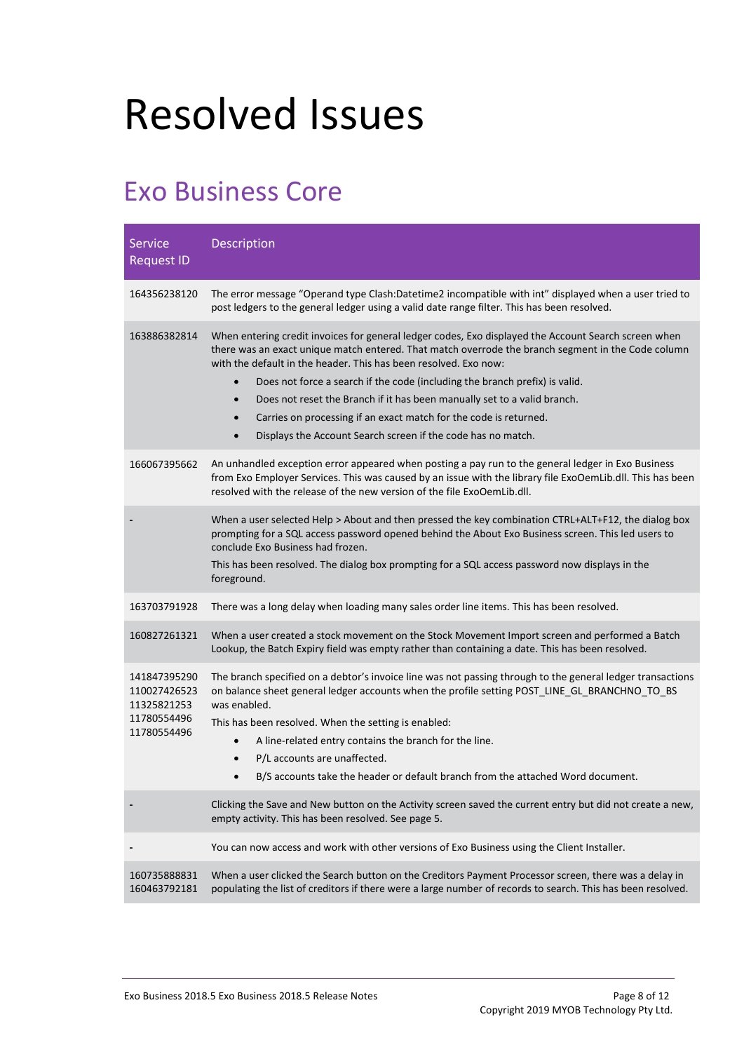# Resolved Issues

## Exo Business Core

| Service Request ID | Description |
|---|---|
| 164356238120 | The error message "Operand type Clash:Datetime2 incompatible with int" displayed when a user tried to post ledgers to the general ledger using a valid date range filter. This has been resolved. |
| 163886382814 | When entering credit invoices for general ledger codes, Exo displayed the Account Search screen when there was an exact unique match entered. That match overrode the branch segment in the Code column with the default in the header. This has been resolved. Exo now:<br>• Does not force a search if the code (including the branch prefix) is valid.<br>• Does not reset the Branch if it has been manually set to a valid branch.<br>• Carries on processing if an exact match for the code is returned.<br>• Displays the Account Search screen if the code has no match. |
| 166067395662 | An unhandled exception error appeared when posting a pay run to the general ledger in Exo Business from Exo Employer Services. This was caused by an issue with the library file ExoOemLib.dll. This has been resolved with the release of the new version of the file ExoOemLib.dll. |
| - | When a user selected Help > About and then pressed the key combination CTRL+ALT+F12, the dialog box prompting for a SQL access password opened behind the About Exo Business screen. This led users to conclude Exo Business had frozen.<br>This has been resolved. The dialog box prompting for a SQL access password now displays in the foreground. |
| 163703791928 | There was a long delay when loading many sales order line items. This has been resolved. |
| 160827261321 | When a user created a stock movement on the Stock Movement Import screen and performed a Batch Lookup, the Batch Expiry field was empty rather than containing a date. This has been resolved. |
| 141847395290<br>110027426523<br>11325821253<br>11780554496<br>11780554496 | The branch specified on a debtor's invoice line was not passing through to the general ledger transactions on balance sheet general ledger accounts when the profile setting POST_LINE_GL_BRANCHNO_TO_BS was enabled.<br>This has been resolved. When the setting is enabled:<br>• A line-related entry contains the branch for the line.<br>• P/L accounts are unaffected.<br>• B/S accounts take the header or default branch from the attached Word document. |
| - | Clicking the Save and New button on the Activity screen saved the current entry but did not create a new, empty activity. This has been resolved. See page 5. |
| - | You can now access and work with other versions of Exo Business using the Client Installer. |
| 160735888831<br>160463792181 | When a user clicked the Search button on the Creditors Payment Processor screen, there was a delay in populating the list of creditors if there were a large number of records to search. This has been resolved. |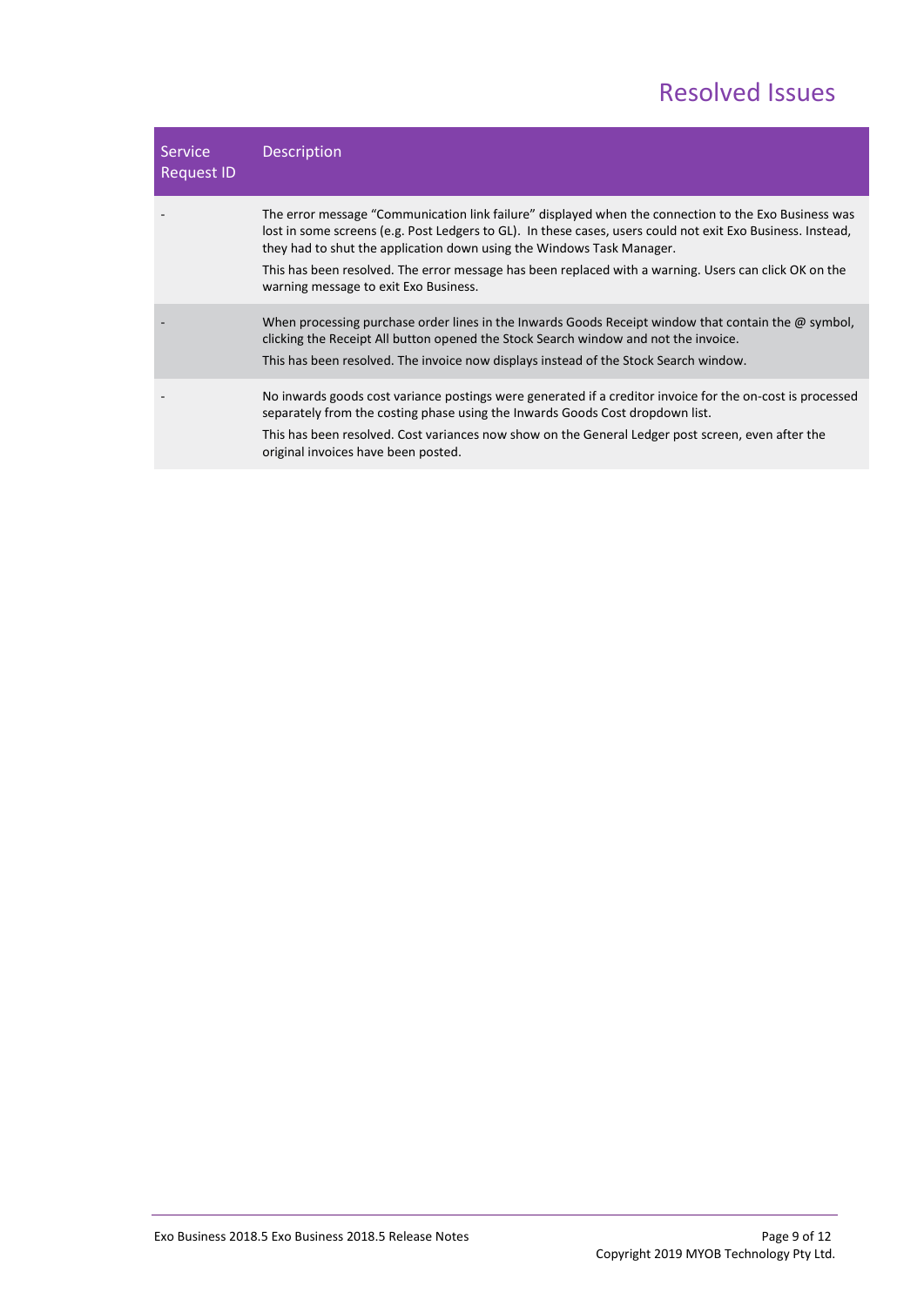# Resolved Issues

| Service Request ID | Description |
| --- | --- |
| - | The error message "Communication link failure" displayed when the connection to the Exo Business was lost in some screens (e.g. Post Ledgers to GL). In these cases, users could not exit Exo Business. Instead, they had to shut the application down using the Windows Task Manager.<br><br>This has been resolved. The error message has been replaced with a warning. Users can click OK on the warning message to exit Exo Business. |
| - | When processing purchase order lines in the Inwards Goods Receipt window that contain the @ symbol, clicking the Receipt All button opened the Stock Search window and not the invoice.<br><br>This has been resolved. The invoice now displays instead of the Stock Search window. |
| - | No inwards goods cost variance postings were generated if a creditor invoice for the on-cost is processed separately from the costing phase using the Inwards Goods Cost dropdown list.<br><br>This has been resolved. Cost variances now show on the General Ledger post screen, even after the original invoices have been posted. |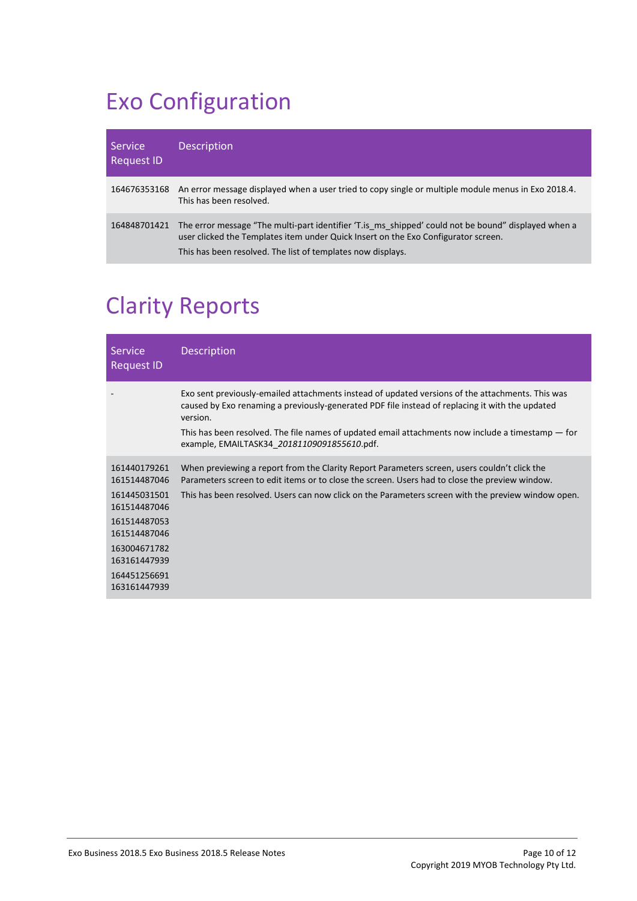# Exo Configuration

| Service Request ID | Description |
|---|---|
| 164676353168 | An error message displayed when a user tried to copy single or multiple module menus in Exo 2018.4. This has been resolved. |
| 164848701421 | The error message "The multi-part identifier 'T.is_ms_shipped' could not be bound" displayed when a user clicked the Templates item under Quick Insert on the Exo Configurator screen.<br>This has been resolved. The list of templates now displays. |

# Clarity Reports

| Service Request ID | Description |
|---|---|
| - | Exo sent previously-emailed attachments instead of updated versions of the attachments. This was caused by Exo renaming a previously-generated PDF file instead of replacing it with the updated version.<br>This has been resolved. The file names of updated email attachments now include a timestamp — for example, EMAILTASK34_*20181109091855610*.pdf. |
| 161440179261<br>161514487046<br>161445031501<br>161514487046<br>161514487053<br>161514487046<br>163004671782<br>163161447939<br>164451256691<br>163161447939 | When previewing a report from the Clarity Report Parameters screen, users couldn't click the Parameters screen to edit items or to close the screen. Users had to close the preview window.<br>This has been resolved. Users can now click on the Parameters screen with the preview window open. |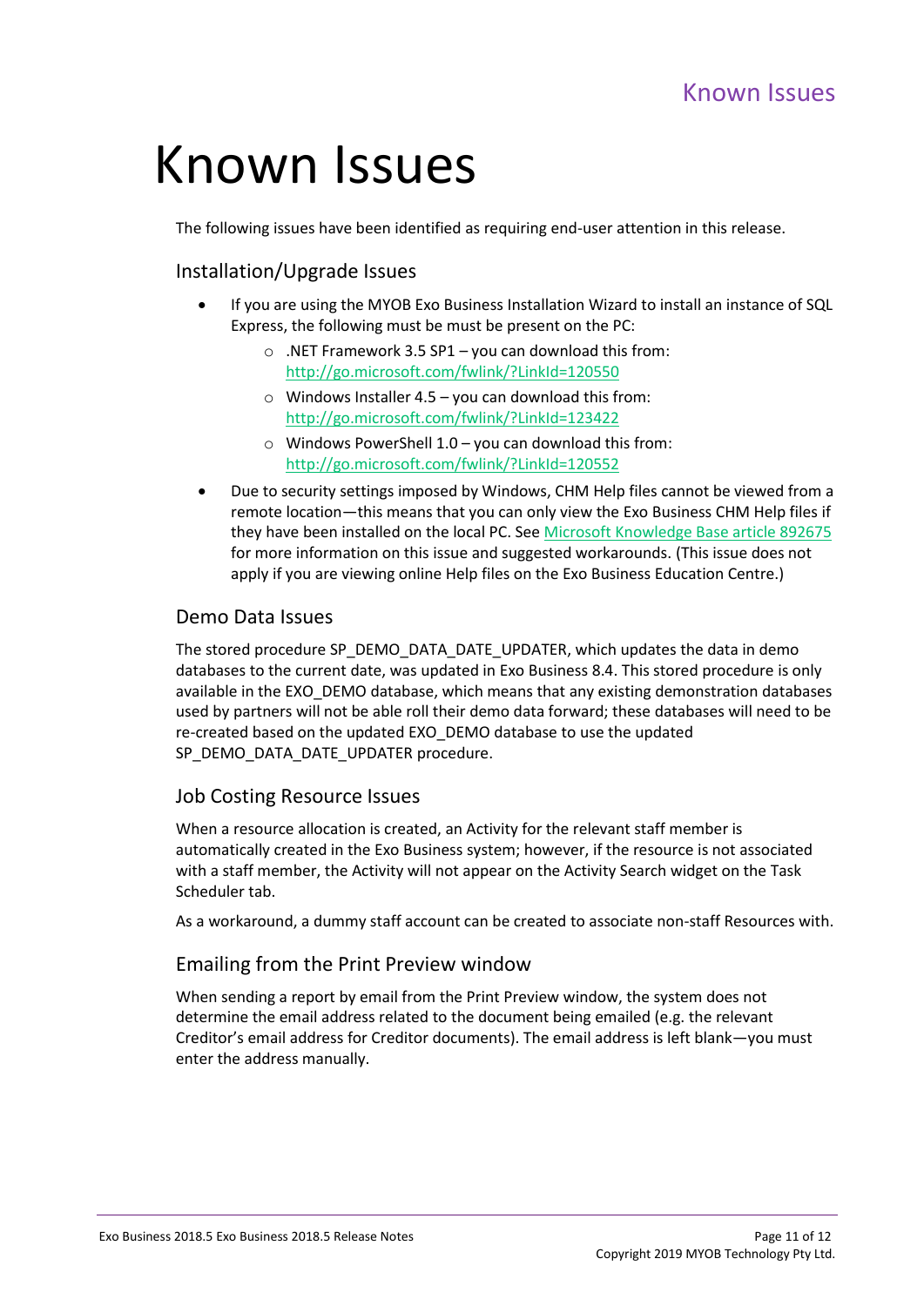# Known Issues

The following issues have been identified as requiring end-user attention in this release.

## Installation/Upgrade Issues

- If you are using the MYOB Exo Business Installation Wizard to install an instance of SQL Express, the following must be must be present on the PC:
  - .NET Framework 3.5 SP1 – you can download this from: http://go.microsoft.com/fwlink/?LinkId=120550
  - Windows Installer 4.5 – you can download this from: http://go.microsoft.com/fwlink/?LinkId=123422
  - Windows PowerShell 1.0 – you can download this from: http://go.microsoft.com/fwlink/?LinkId=120552
- Due to security settings imposed by Windows, CHM Help files cannot be viewed from a remote location—this means that you can only view the Exo Business CHM Help files if they have been installed on the local PC. See Microsoft Knowledge Base article 892675 for more information on this issue and suggested workarounds. (This issue does not apply if you are viewing online Help files on the Exo Business Education Centre.)

## Demo Data Issues

The stored procedure SP_DEMO_DATA_DATE_UPDATER, which updates the data in demo databases to the current date, was updated in Exo Business 8.4. This stored procedure is only available in the EXO_DEMO database, which means that any existing demonstration databases used by partners will not be able roll their demo data forward; these databases will need to be re-created based on the updated EXO_DEMO database to use the updated SP_DEMO_DATA_DATE_UPDATER procedure.

## Job Costing Resource Issues

When a resource allocation is created, an Activity for the relevant staff member is automatically created in the Exo Business system; however, if the resource is not associated with a staff member, the Activity will not appear on the Activity Search widget on the Task Scheduler tab.

As a workaround, a dummy staff account can be created to associate non-staff Resources with.

## Emailing from the Print Preview window

When sending a report by email from the Print Preview window, the system does not determine the email address related to the document being emailed (e.g. the relevant Creditor's email address for Creditor documents). The email address is left blank—you must enter the address manually.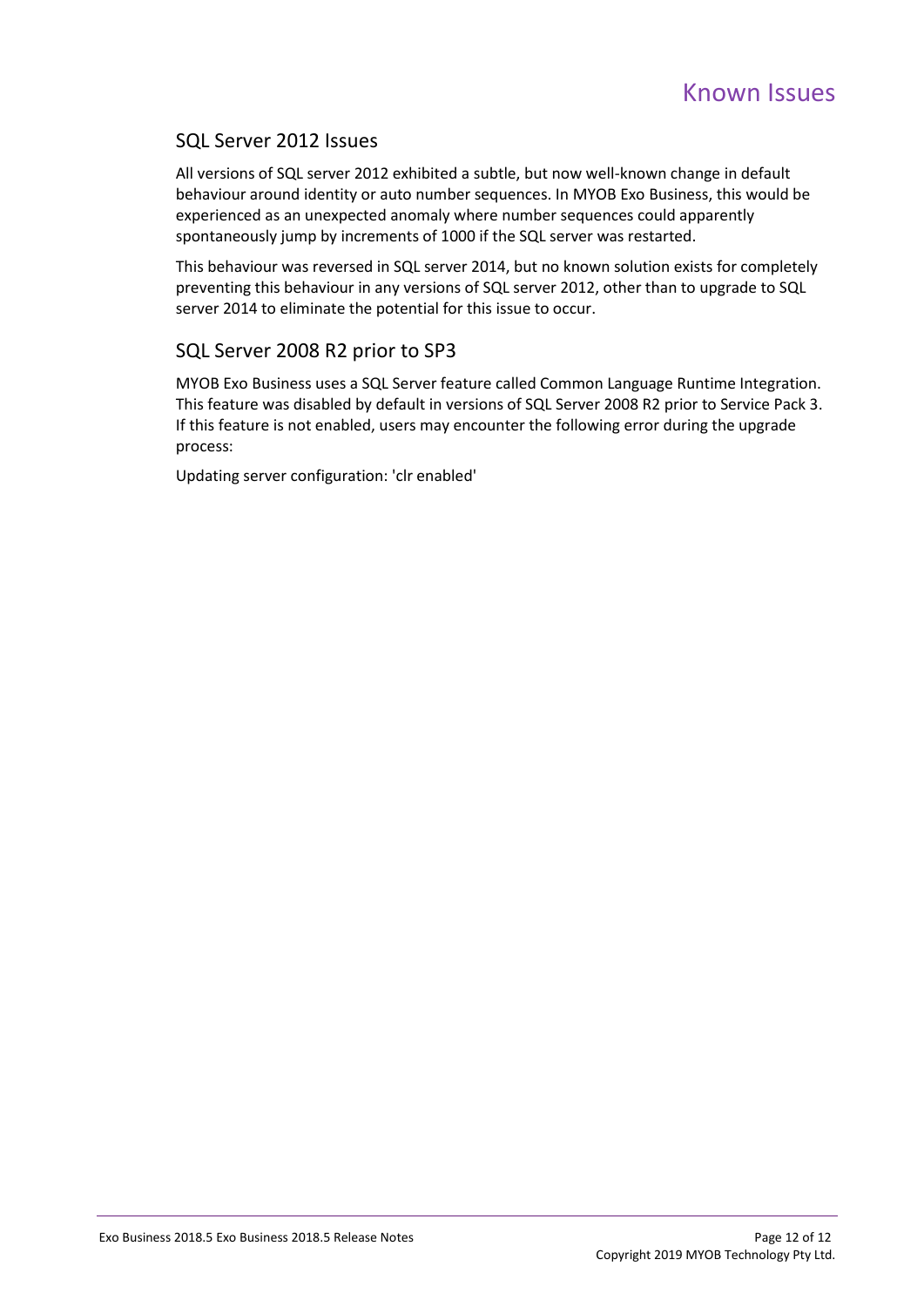## SQL Server 2012 Issues

All versions of SQL server 2012 exhibited a subtle, but now well-known change in default behaviour around identity or auto number sequences. In MYOB Exo Business, this would be experienced as an unexpected anomaly where number sequences could apparently spontaneously jump by increments of 1000 if the SQL server was restarted.

This behaviour was reversed in SQL server 2014, but no known solution exists for completely preventing this behaviour in any versions of SQL server 2012, other than to upgrade to SQL server 2014 to eliminate the potential for this issue to occur.

## SQL Server 2008 R2 prior to SP3

MYOB Exo Business uses a SQL Server feature called Common Language Runtime Integration. This feature was disabled by default in versions of SQL Server 2008 R2 prior to Service Pack 3. If this feature is not enabled, users may encounter the following error during the upgrade process:

Updating server configuration: 'clr enabled'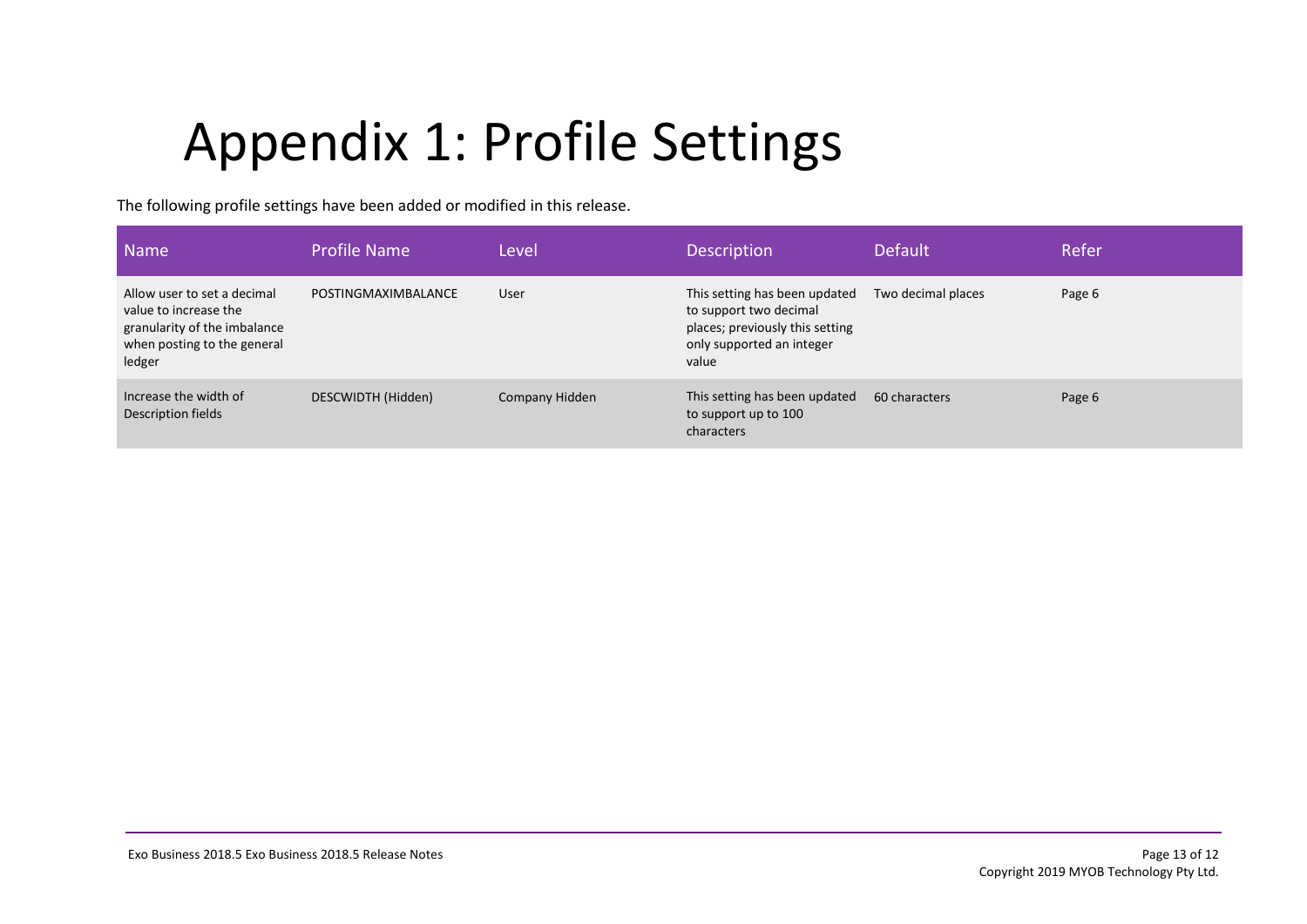# Appendix 1: Profile Settings

The following profile settings have been added or modified in this release.

| Name | Profile Name | Level | Description | Default | Refer |
|---|---|---|---|---|---|
| Allow user to set a decimal value to increase the granularity of the imbalance when posting to the general ledger | POSTINGMAXIMBALANCE | User | This setting has been updated to support two decimal places; previously this setting only supported an integer value | Two decimal places | Page 6 |
| Increase the width of Description fields | DESCWIDTH (Hidden) | Company Hidden | This setting has been updated to support up to 100 characters | 60 characters | Page 6 |